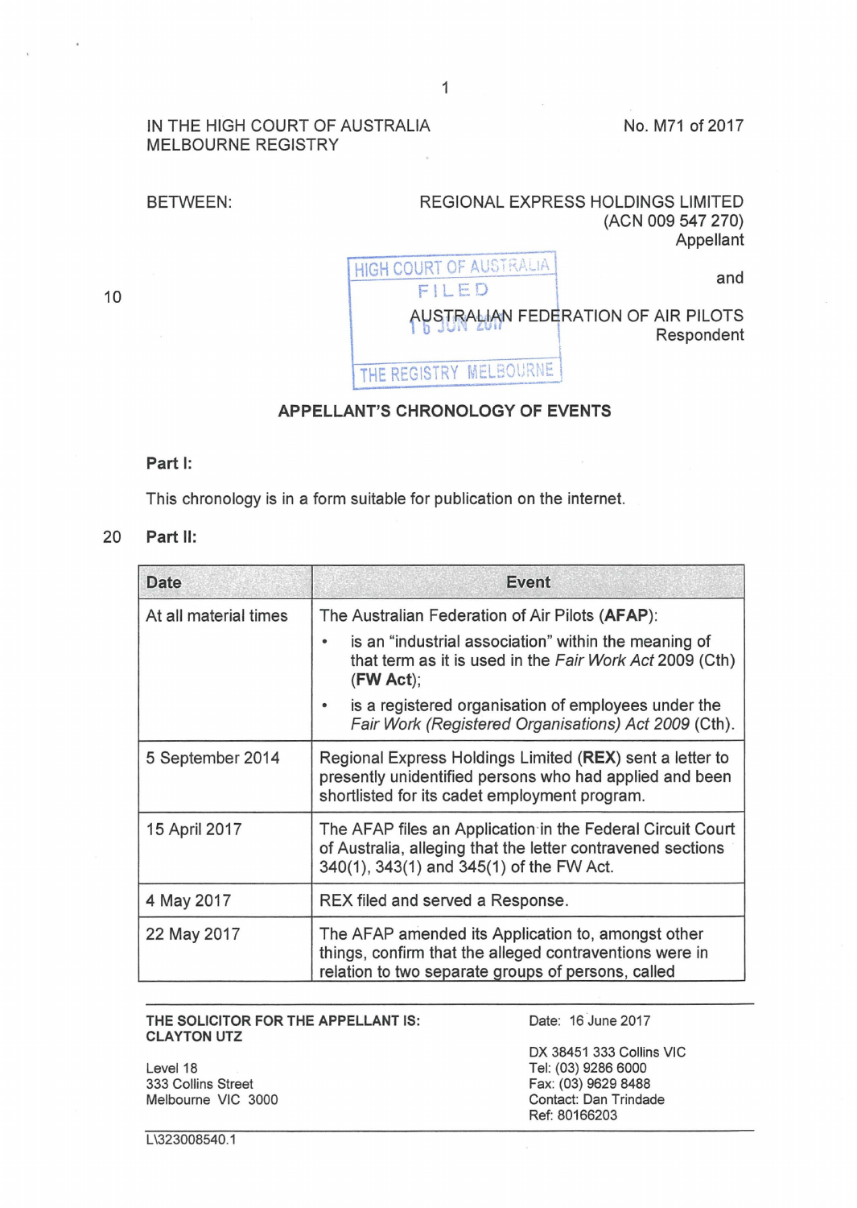IN THE HIGH COURT OF AUSTRALIA
MELBOURNE REGISTRY

No. M71 of 2017

BETWEEN:

REGIONAL EXPRESS HOLDINGS LIMITED
(ACN 009 547 270)
Appellant

and

AUSTRALIAN FEDERATION OF AIR PILOTS
Respondent

HIGH COURT OF AUSTRALIA
FILED
16 JUN 2017
THE REGISTRY MELBOURNE

## APPELLANT'S CHRONOLOGY OF EVENTS

**Part I:**

This chronology is in a form suitable for publication on the internet.

**Part II:**

| Date | Event |
|---|---|
| At all material times | The Australian Federation of Air Pilots (**AFAP**): <br>• is an "industrial association" within the meaning of that term as it is used in the *Fair Work Act* 2009 (Cth) (**FW Act**); <br>• is a registered organisation of employees under the *Fair Work (Registered Organisations) Act 2009* (Cth). |
| 5 September 2014 | Regional Express Holdings Limited (**REX**) sent a letter to presently unidentified persons who had applied and been shortlisted for its cadet employment program. |
| 15 April 2017 | The AFAP files an Application in the Federal Circuit Court of Australia, alleging that the letter contravened sections 340(1), 343(1) and 345(1) of the FW Act. |
| 4 May 2017 | REX filed and served a Response. |
| 22 May 2017 | The AFAP amended its Application to, amongst other things, confirm that the alleged contraventions were in relation to two separate groups of persons, called |

**THE SOLICITOR FOR THE APPELLANT IS:**
**CLAYTON UTZ**

Level 18
333 Collins Street
Melbourne VIC 3000

Date: 16 June 2017

DX 38451 333 Collins VIC
Tel: (03) 9286 6000
Fax: (03) 9629 8488
Contact: Dan Trindade
Ref: 80166203

L\323008540.1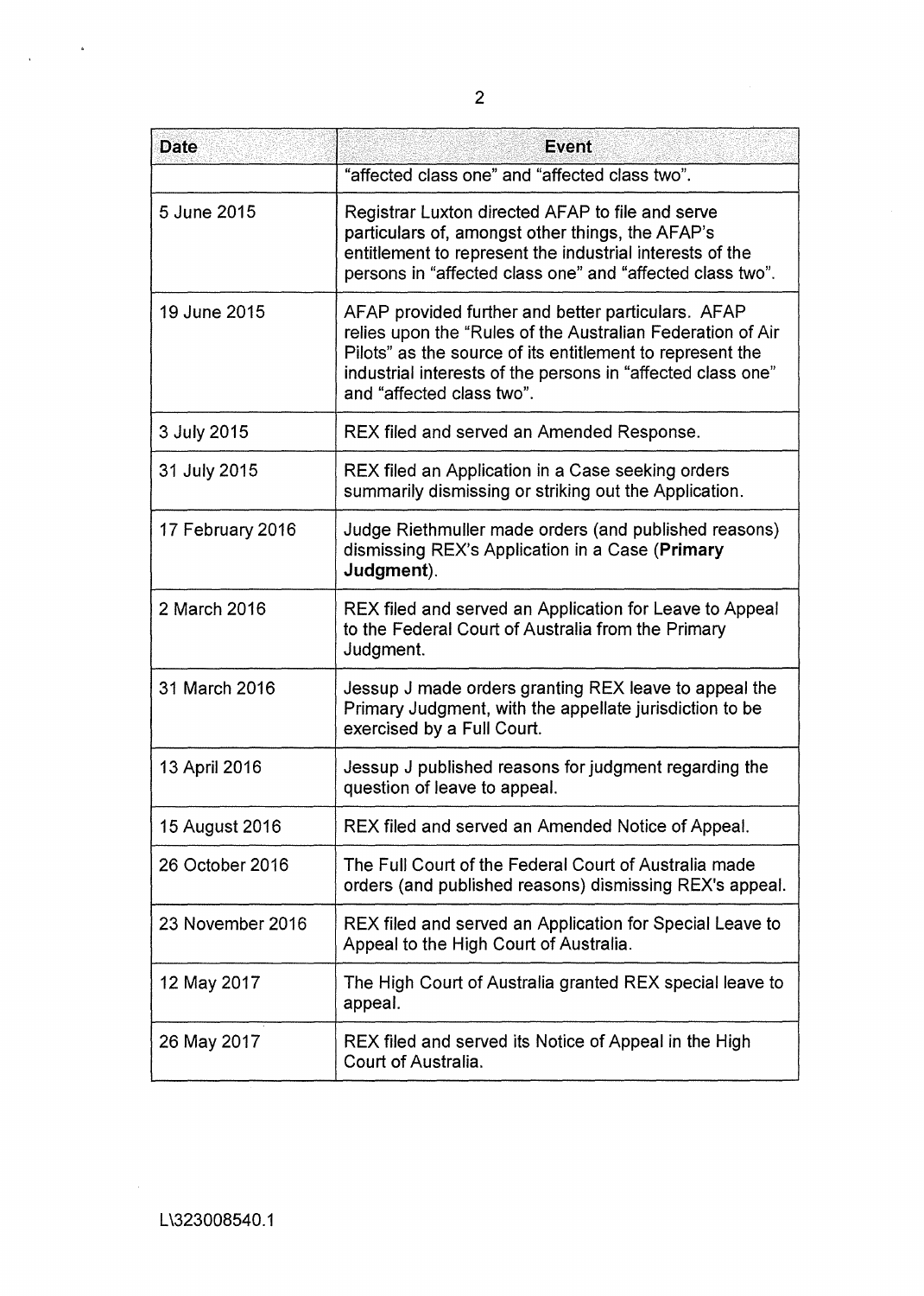| Date | Event |
|---|---|
| | "affected class one" and "affected class two". |
| 5 June 2015 | Registrar Luxton directed AFAP to file and serve particulars of, amongst other things, the AFAP's entitlement to represent the industrial interests of the persons in "affected class one" and "affected class two". |
| 19 June 2015 | AFAP provided further and better particulars. AFAP relies upon the "Rules of the Australian Federation of Air Pilots" as the source of its entitlement to represent the industrial interests of the persons in "affected class one" and "affected class two". |
| 3 July 2015 | REX filed and served an Amended Response. |
| 31 July 2015 | REX filed an Application in a Case seeking orders summarily dismissing or striking out the Application. |
| 17 February 2016 | Judge Riethmuller made orders (and published reasons) dismissing REX's Application in a Case (**Primary Judgment**). |
| 2 March 2016 | REX filed and served an Application for Leave to Appeal to the Federal Court of Australia from the Primary Judgment. |
| 31 March 2016 | Jessup J made orders granting REX leave to appeal the Primary Judgment, with the appellate jurisdiction to be exercised by a Full Court. |
| 13 April 2016 | Jessup J published reasons for judgment regarding the question of leave to appeal. |
| 15 August 2016 | REX filed and served an Amended Notice of Appeal. |
| 26 October 2016 | The Full Court of the Federal Court of Australia made orders (and published reasons) dismissing REX's appeal. |
| 23 November 2016 | REX filed and served an Application for Special Leave to Appeal to the High Court of Australia. |
| 12 May 2017 | The High Court of Australia granted REX special leave to appeal. |
| 26 May 2017 | REX filed and served its Notice of Appeal in the High Court of Australia. |

L\323008540.1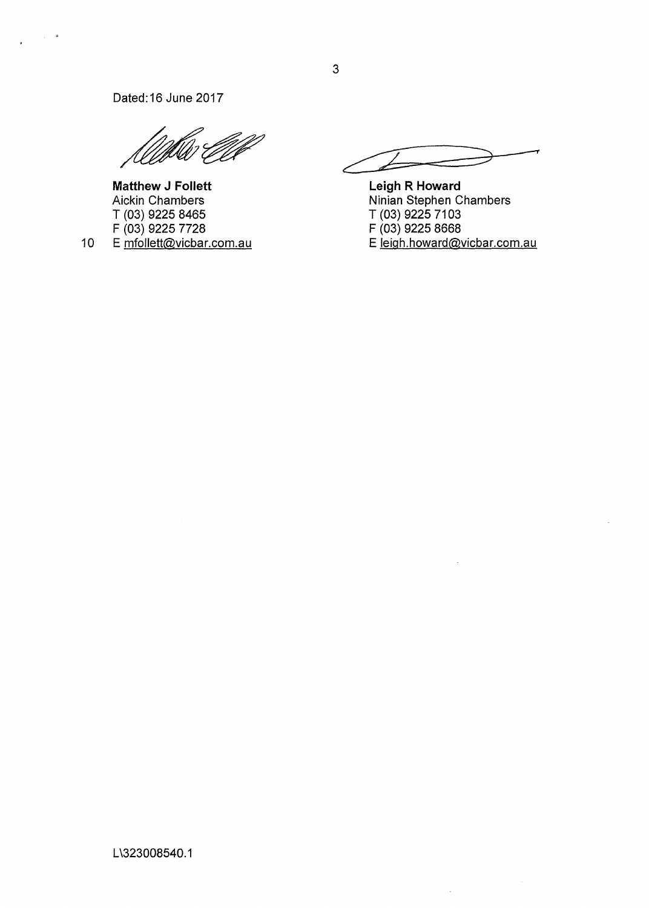Dated: 16 June 2017

**Matthew J Follett**
Aickin Chambers
T (03) 9225 8465
F (03) 9225 7728
E mfollett@vicbar.com.au

**Leigh R Howard**
Ninian Stephen Chambers
T (03) 9225 7103
F (03) 9225 8668
E leigh.howard@vicbar.com.au

L\323008540.1